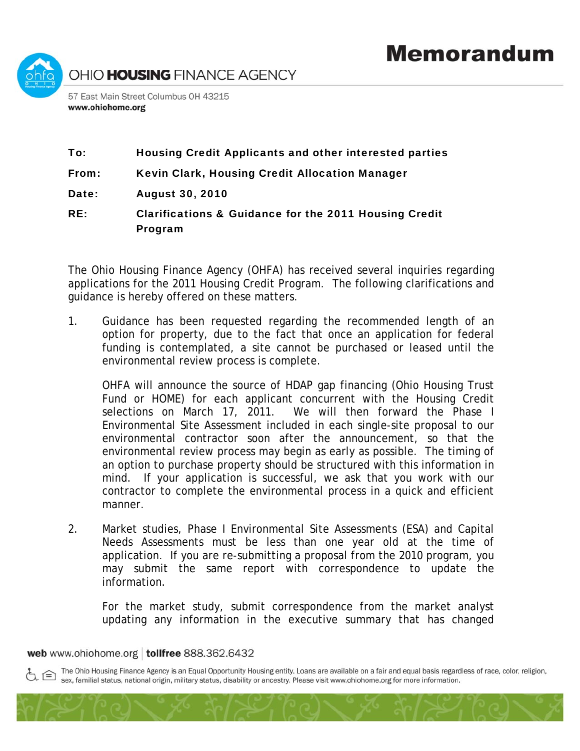# Memorandum

OHIO **HOUSING** FINANCE AGENCY

57 East Main Street Columbus OH 43215
**www.ohiohome.org**

| | |
|---|---|
| **To:** | **Housing Credit Applicants and other interested parties** |
| **From:** | **Kevin Clark, Housing Credit Allocation Manager** |
| **Date:** | **August 30, 2010** |
| **RE:** | **Clarifications & Guidance for the 2011 Housing Credit Program** |

The Ohio Housing Finance Agency (OHFA) has received several inquiries regarding applications for the 2011 Housing Credit Program. The following clarifications and guidance is hereby offered on these matters.

1. Guidance has been requested regarding the recommended length of an option for property, due to the fact that once an application for federal funding is contemplated, a site cannot be purchased or leased until the environmental review process is complete.

   OHFA will announce the source of HDAP gap financing (Ohio Housing Trust Fund or HOME) for each applicant concurrent with the Housing Credit selections on March 17, 2011. We will then forward the Phase I Environmental Site Assessment included in each single-site proposal to our environmental contractor soon after the announcement, so that the environmental review process may begin as early as possible. The timing of an option to purchase property should be structured with this information in mind. If your application is successful, we ask that you work with our contractor to complete the environmental process in a quick and efficient manner.

2. Market studies, Phase I Environmental Site Assessments (ESA) and Capital Needs Assessments must be less than one year old at the time of application. If you are re-submitting a proposal from the 2010 program, you may submit the same report with correspondence to update the information.

   For the market study, submit correspondence from the market analyst updating any information in the executive summary that has changed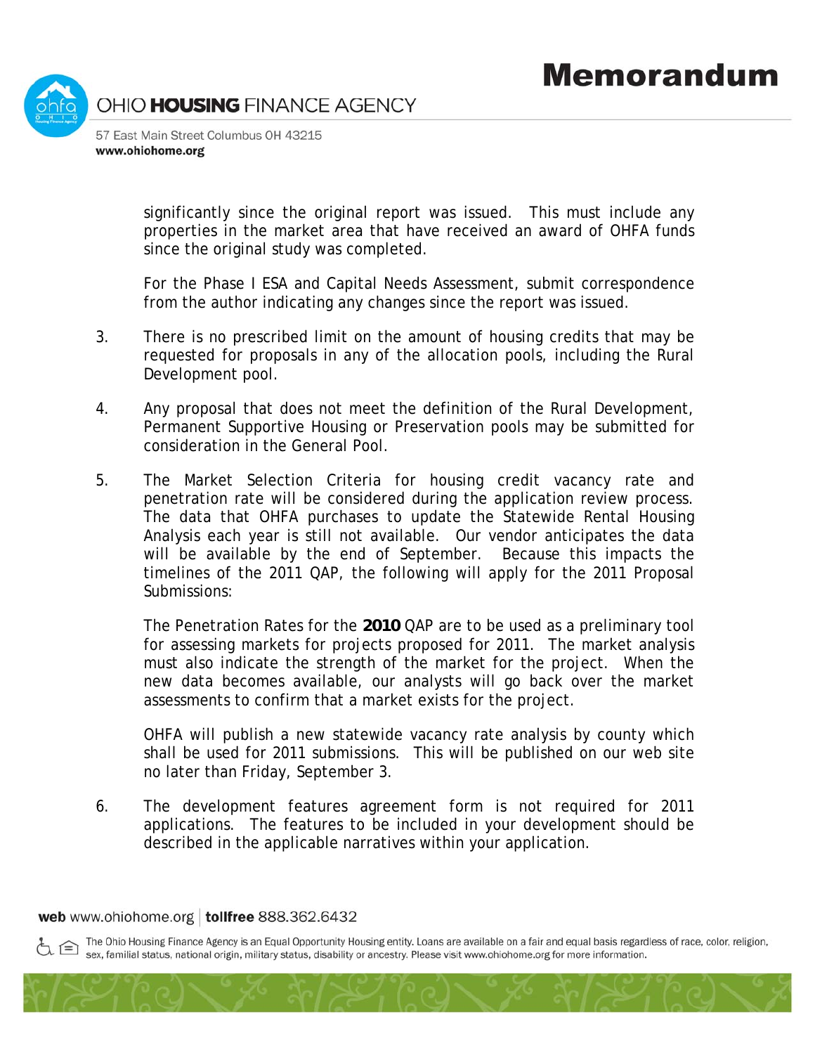significantly since the original report was issued. This must include any properties in the market area that have received an award of OHFA funds since the original study was completed.

For the Phase I ESA and Capital Needs Assessment, submit correspondence from the author indicating any changes since the report was issued.

3. There is no prescribed limit on the amount of housing credits that may be requested for proposals in any of the allocation pools, including the Rural Development pool.

4. Any proposal that does not meet the definition of the Rural Development, Permanent Supportive Housing or Preservation pools may be submitted for consideration in the General Pool.

5. The Market Selection Criteria for housing credit vacancy rate and penetration rate will be considered during the application review process. The data that OHFA purchases to update the Statewide Rental Housing Analysis each year is still not available. Our vendor anticipates the data will be available by the end of September. Because this impacts the timelines of the 2011 QAP, the following will apply for the 2011 Proposal Submissions:

   The Penetration Rates for the **2010** QAP are to be used as a preliminary tool for assessing markets for projects proposed for 2011. The market analysis must also indicate the strength of the market for the project. When the new data becomes available, our analysts will go back over the market assessments to confirm that a market exists for the project.

   OHFA will publish a new statewide vacancy rate analysis by county which shall be used for 2011 submissions. This will be published on our web site no later than Friday, September 3.

6. The development features agreement form is not required for 2011 applications. The features to be included in your development should be described in the applicable narratives within your application.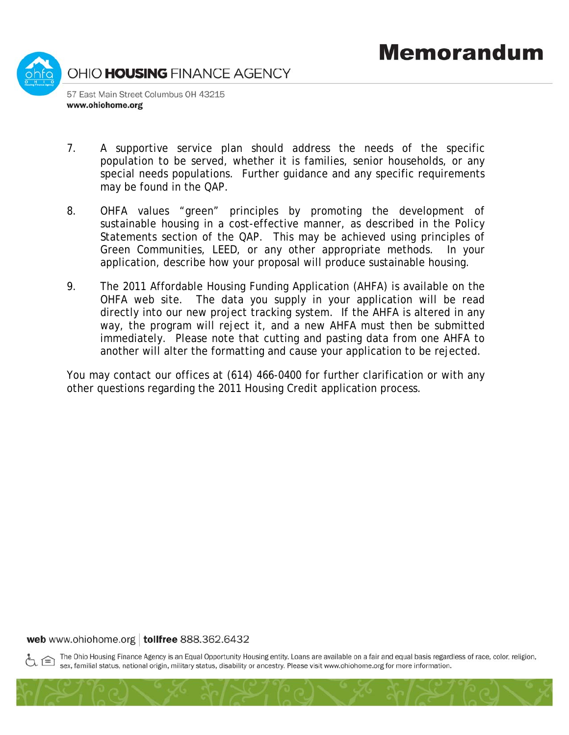7. A supportive service plan should address the needs of the specific population to be served, whether it is families, senior households, or any special needs populations. Further guidance and any specific requirements may be found in the QAP.

8. OHFA values "green" principles by promoting the development of sustainable housing in a cost-effective manner, as described in the Policy Statements section of the QAP. This may be achieved using principles of Green Communities, LEED, or any other appropriate methods. In your application, describe how your proposal will produce sustainable housing.

9. The 2011 Affordable Housing Funding Application (AHFA) is available on the OHFA web site. The data you supply in your application will be read directly into our new project tracking system. If the AHFA is altered in any way, the program will reject it, and a new AHFA must then be submitted immediately. Please note that cutting and pasting data from one AHFA to another will alter the formatting and cause your application to be rejected.

You may contact our offices at (614) 466-0400 for further clarification or with any other questions regarding the 2011 Housing Credit application process.